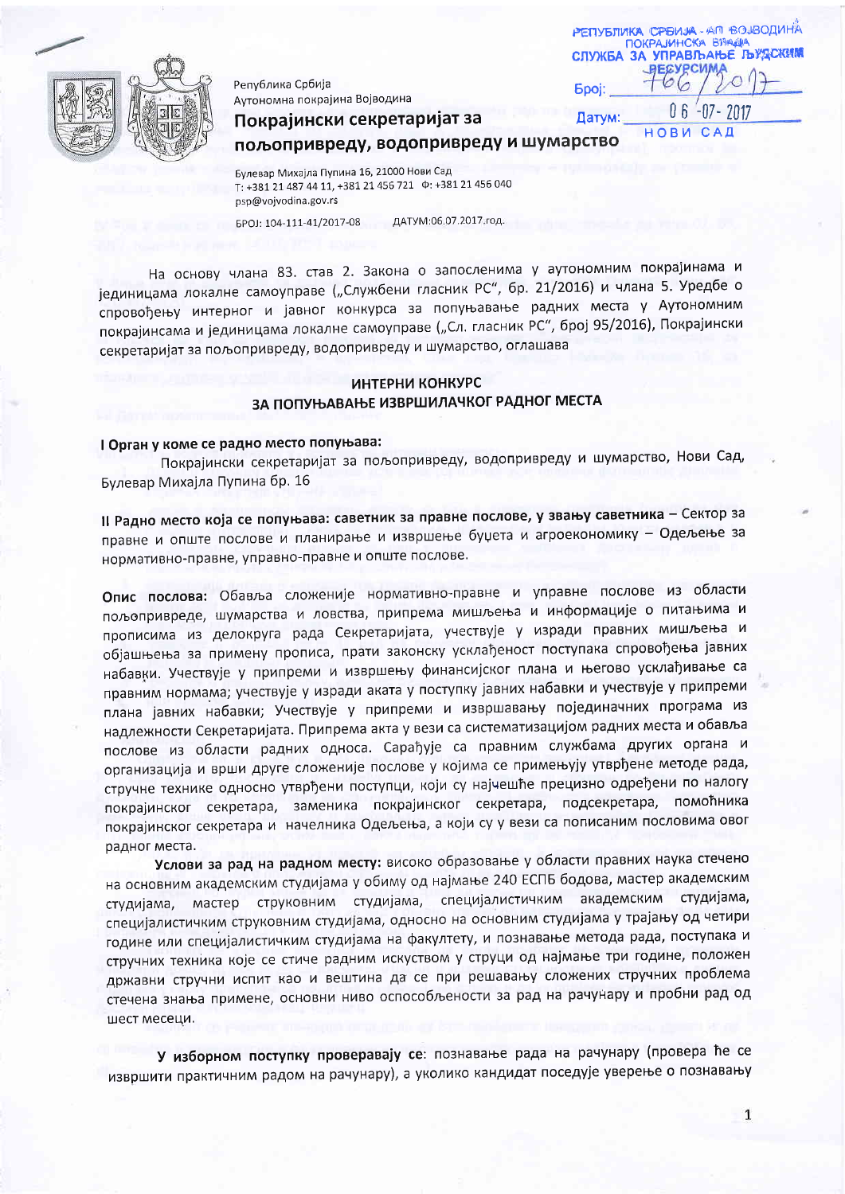Република Србија
Аутономна покрајина Војводина

**Покрајински секретаријат за пољопривреду, водопривреду и шумарство**

Булевар Михајла Пупина 16, 21000 Нови Сад
Т: +381 21 487 44 11, +381 21 456 721 Ф: +381 21 456 040
psp@vojvodina.gov.rs

БРОЈ: 104-111-41/2017-08 ДАТУМ:06.07.2017.год.

РЕПУБЛИКА СРБИЈА - АП ВОЈВОДИНА
ПОКРАЈИНСКА ВЛАДА
СЛУЖБА ЗА УПРАВЉАЊЕ ЉУДСКИМ РЕСУРСИМА
Број: 766/2017
Датум: 06-07-2017
НОВИ САД

На основу члана 83. став 2. Закона о запосленима у аутономним покрајинама и јединицама локалне самоуправе („Службени гласник РС", бр. 21/2016) и члана 5. Уредбе о спровођењу интерног и јавног конкурса за попуњавање радних места у Аутономним покрајинсама и јединицама локалне самоуправе („Сл. гласник РС", број 95/2016), Покрајински секретаријат за пољопривреду, водопривреду и шумарство, оглашава

## ИНТЕРНИ КОНКУРС
## ЗА ПОПУЊАВАЊЕ ИЗВРШИЛАЧКОГ РАДНОГ МЕСТА

**I Орган у коме се радно место попуњава:**

Покрајински секретаријат за пољопривреду, водопривреду и шумарство, Нови Сад, Булевар Михајла Пупина бр. 16

**II Радно место која се попуњава: саветник за правне послове, у звању саветника** – Сектор за правне и опште послове и планирање и извршење буџета и агроекономику – Одељење за нормативно-правне, управно-правне и опште послове.

**Опис послова:** Обавља сложеније нормативно-правне и управне послове из области пољопривреде, шумарства и ловства, припрема мишљења и информације о питањима и прописима из делокруга рада Секретаријата, учествује у изради правних мишљења и објашњења за примену прописа, прати законску усклађеност поступака спровођења јавних набавки. Учествује у припреми и извршењу финансијског плана и његово усклађивање са правним нормама; учествује у изради аката у поступку јавних набавки и учествује у припреми плана јавних набавки; Учествује у припреми и извршавању појединачних програма из надлежности Секретаријата. Припрема акта у вези са систематизацијом радних места и обавља послове из области радних односа. Сарађује са правним службама других органа и организација и врши друге сложеније послове у којима се примењују утврђене методе рада, стручне технике односно утврђени поступци, који су најчешће прецизно одређени по налогу покрајинског секретара, заменика покрајинског секретара, подсекретара, помоћника покрајинског секретара и начелника Одељења, а који су у вези са пописаним пословима овог радног места.

**Услови за рад на радном месту:** високо образовање у области правних наука стечено на основним академским студијама у обиму од најмање 240 ЕСПБ бодова, мастер академским студијама, мастер струковним студијама, специјалистичким академским студијама, специјалистичким струковним студијама, односно на основним студијама у трајању од четири године или специјалистичким студијама на факултету, и познавање метода рада, поступака и стручних техника које се стиче радним искуством у струци од најмање три године, положен државни стручни испит као и вештина да се при решавању сложених стручних проблема стечена знања примене, основни ниво оспособљености за рад на рачунару и пробни рад од шест месеци.

**У изборном поступку проверавају се**: познавање рада на рачунару (провера ће се извршити практичним радом на рачунару), а уколико кандидат поседује уверење о познавању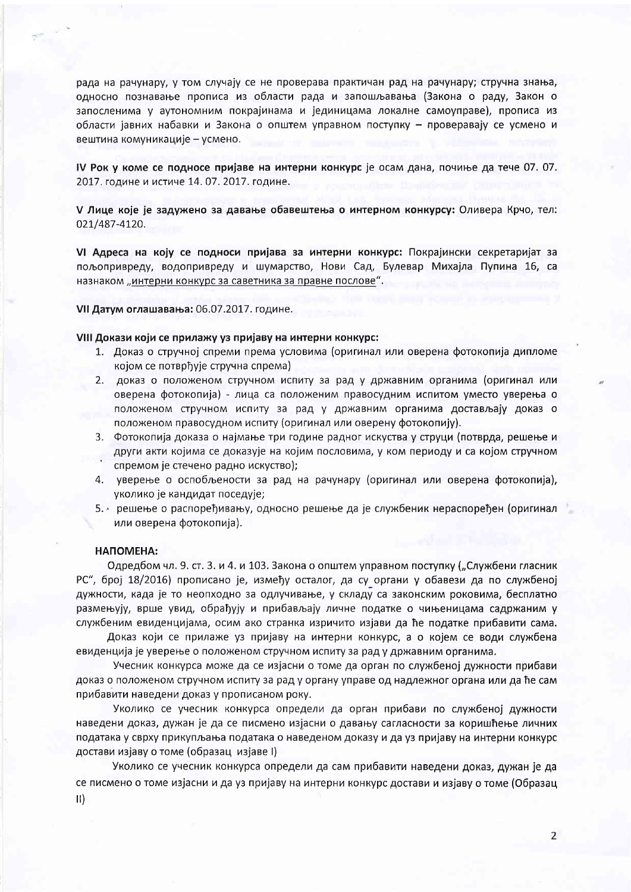рада на рачунару, у том случају се не проверава практичан рад на рачунару; стручна знања, односно познавање прописа из области рада и запошљавања (Закона о раду, Закон о запосленима у аутономним покрајинама и јединицама локалне самоуправе), прописа из области јавних набавки и Закона о општем управном поступку – проверавају се усмено и вештина комуникације – усмено.

**IV Рок у коме се подносе пријаве на интерни конкурс** је осам дана, почиње да тече 07. 07. 2017. године и истиче 14. 07. 2017. године.

**V Лице које је задужено за давање обавештења о интерном конкурсу:** Оливера Крчо, тел: 021/487-4120.

**VI Адреса на коју се подноси пријава за интерни конкурс:** Покрајински секретаријат за пољопривреду, водопривреду и шумарство, Нови Сад, Булевар Михајла Пупина 16, са назнаком „интерни конкурс за саветника за правне послове".

**VII Датум оглашавања:** 06.07.2017. године.

**VIII Докази који се прилажу уз пријаву на интерни конкурс:**

1. Доказ о стручној спреми према условима (оригинал или оверена фотокопија дипломе којом се потврђује стручна спрема)
2. доказ о положеном стручном испиту за рад у државним органима (оригинал или оверена фотокопија) - лица са положеним правосудним испитом уместо уверења о положеном стручном испиту за рад у државним органима достављају доказ о положеном правосудном испиту (оригинал или оверену фотокопију).
3. Фотокопија доказа о најмање три године радног искуства у струци (потврда, решење и други акти којима се доказује на којим пословима, у ком периоду и са којом стручном спремом је стечено радно искуство);
4. уверење о оспособљености за рад на рачунару (оригинал или оверена фотокопија), уколико је кандидат поседује;
5. решење о распоређивању, односно решење да је службеник нераспоређен (оригинал или оверена фотокопија).

**НАПОМЕНА:**

Одредбом чл. 9. ст. 3. и 4. и 103. Закона о општем управном поступку („Службени гласник РС", број 18/2016) прописано је, између осталог, да су органи у обавези да по службеној дужности, када је то неопходно за одлучивање, у складу са законским роковима, бесплатно размењују, врше увид, обрађују и прибављају личне податке о чињеницама садржаним у службеним евиденцијама, осим ако странка изричито изјави да ће податке прибавити сама.

Доказ који се прилаже уз пријаву на интерни конкурс, а о којем се води службена евиденција је уверење о положеном стручном испиту за рад у државним органима.

Учесник конкурса може да се изјасни о томе да орган по службеној дужности прибави доказ о положеном стручном испиту за рад у органу управе од надлежног органа или да ће сам прибавити наведени доказ у прописаном року.

Уколико се учесник конкурса определи да орган прибави по службеној дужности наведени доказ, дужан је да се писмено изјасни о давању сагласности за коришћење личних података у сврху прикупљања података о наведеном доказу и да уз пријаву на интерни конкурс достави изјаву о томе (образац изјаве I)

Уколико се учесник конкурса определи да сам прибавити наведени доказ, дужан је да се писмено о томе изјасни и да уз пријаву на интерни конкурс достави и изјаву о томе (Образац II)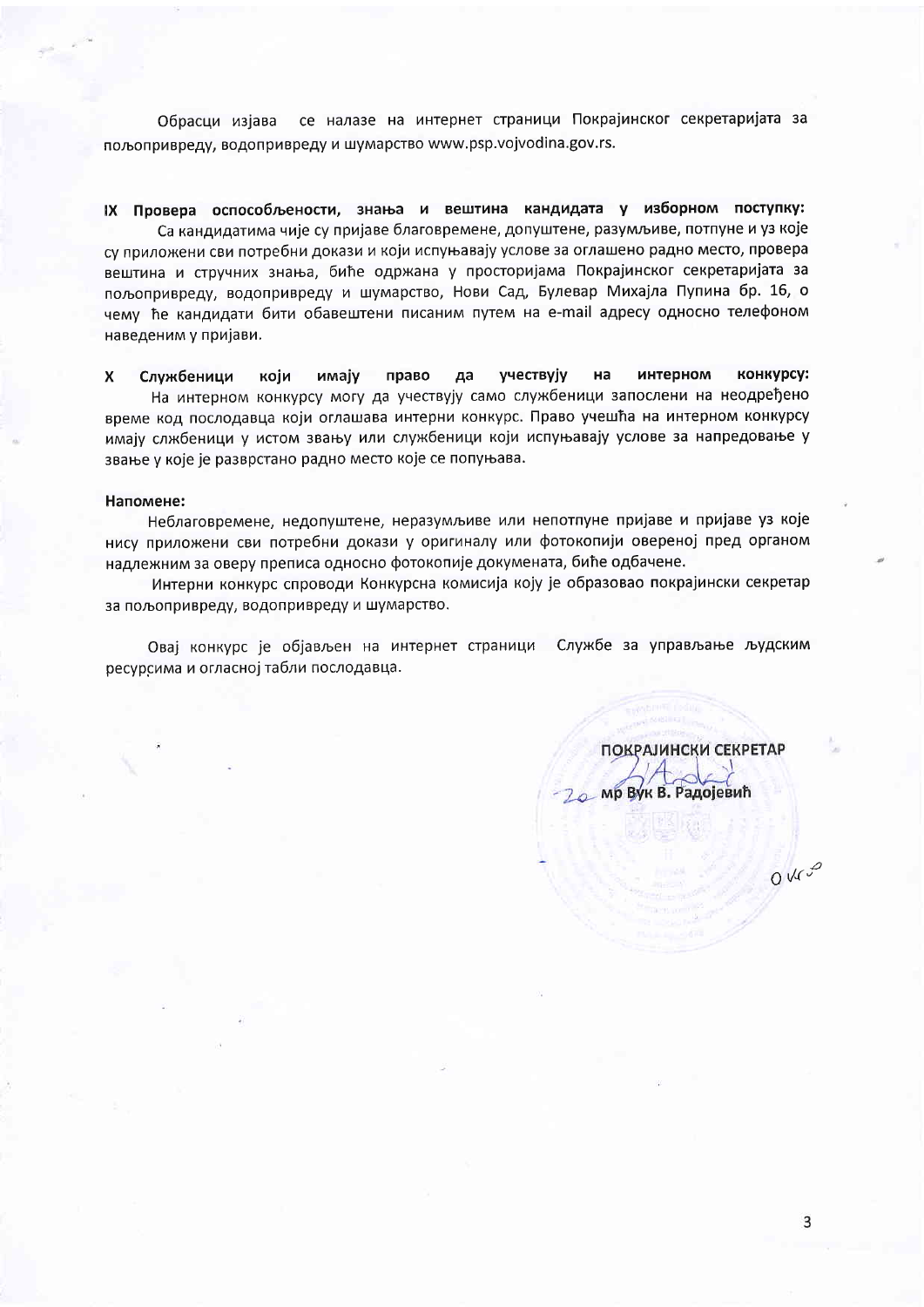Обрасци изјава се налазе на интернет страници Покрајинског секретаријата за пољопривреду, водопривреду и шумарство www.psp.vojvodina.gov.rs.

**IX Провера оспособљености, знања и вештина кандидата у изборном поступку:**

Са кандидатима чије су пријаве благовремене, допуштене, разумљиве, потпуне и уз које су приложени сви потребни докази и који испуњавају услове за оглашено радно место, провера вештина и стручних знања, биће одржана у просторијама Покрајинског секретаријата за пољопривреду, водопривреду и шумарство, Нови Сад, Булевар Михајла Пупина бр. 16, о чему ће кандидати бити обавештени писаним путем на e-mail адресу односно телефоном наведеним у пријави.

**X Службеници који имају право да учествују на интерном конкурсу:**

На интерном конкурсу могу да учествују само службеници запослени на неодређено време код послодавца који оглашава интерни конкурс. Право учешћа на интерном конкурсу имају слжбеници у истом звању или службеници који испуњавају услове за напредовање у звање у које је разврстано радно место које се попуњава.

**Напомене:**

Неблаговремене, недопуштене, неразумљиве или непотпуне пријаве и пријаве уз које нису приложени сви потребни докази у оригиналу или фотокопији овереној пред органом надлежним за оверу преписа односно фотокопије докумената, биће одбачене.

Интерни конкурс спроводи Конкурсна комисија коју је образовао покрајински секретар за пољопривреду, водопривреду и шумарство.

Овај конкурс је објављен на интернет страници Службе за управљање људским ресурсима и огласној табли послодавца.

ПОКРАЈИНСКИ СЕКРЕТАР

мр Вук В. Радојевић